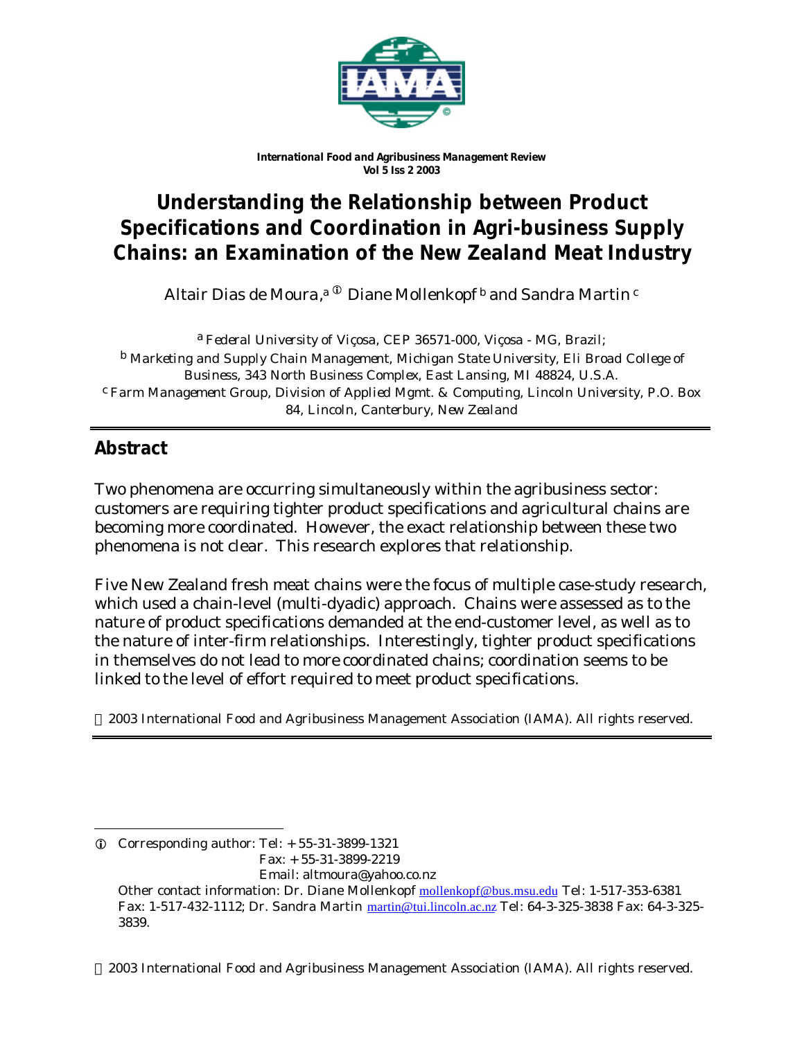*International Food and Agribusiness Management Review*
*Vol 5 Iss 2 2003*

# Understanding the Relationship between Product Specifications and Coordination in Agri-business Supply Chains: an Examination of the New Zealand Meat Industry

Altair Dias de Moura,[a] ⓘ Diane Mollenkopf[b] and Sandra Martin[c]

[a] *Federal University of Viçosa, CEP 36571-000, Viçosa - MG, Brazil;*
[b] *Marketing and Supply Chain Management, Michigan State University, Eli Broad College of Business, 343 North Business Complex, East Lansing, MI 48824, U.S.A.*
[c] *Farm Management Group, Division of Applied Mgmt. & Computing, Lincoln University, P.O. Box 84, Lincoln, Canterbury, New Zealand*

## Abstract

Two phenomena are occurring simultaneously within the agribusiness sector: customers are requiring tighter product specifications and agricultural chains are becoming more coordinated. However, the exact relationship between these two phenomena is not clear. This research explores that relationship.

Five New Zealand fresh meat chains were the focus of multiple case-study research, which used a chain-level (multi-dyadic) approach. Chains were assessed as to the nature of product specifications demanded at the end-customer level, as well as to the nature of inter-firm relationships. Interestingly, tighter product specifications in themselves do not lead to more coordinated chains; coordination seems to be linked to the level of effort required to meet product specifications.

© 2003 International Food and Agribusiness Management Association (IAMA). All rights reserved.

---

ⓘ Corresponding author: Tel: + 55-31-3899-1321
Fax: + 55-31-3899-2219
Email: altmoura@yahoo.co.nz

Other contact information: Dr. Diane Mollenkopf mollenkopf@bus.msu.edu Tel: 1-517-353-6381 Fax: 1-517-432-1112; Dr. Sandra Martin martin@tui.lincoln.ac.nz Tel: 64-3-325-3838 Fax: 64-3-325-3839.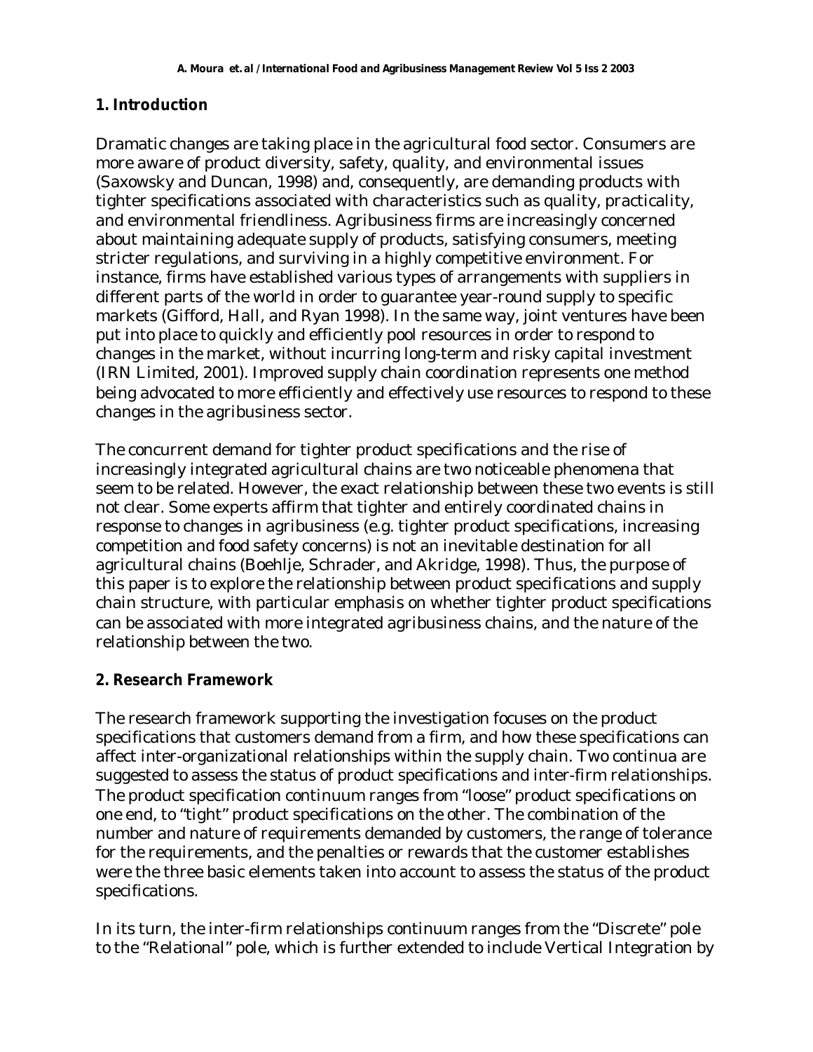## 1. Introduction

Dramatic changes are taking place in the agricultural food sector. Consumers are more aware of product diversity, safety, quality, and environmental issues (Saxowsky and Duncan, 1998) and, consequently, are demanding products with tighter specifications associated with characteristics such as quality, practicality, and environmental friendliness. Agribusiness firms are increasingly concerned about maintaining adequate supply of products, satisfying consumers, meeting stricter regulations, and surviving in a highly competitive environment. For instance, firms have established various types of arrangements with suppliers in different parts of the world in order to guarantee year-round supply to specific markets (Gifford, Hall, and Ryan 1998). In the same way, joint ventures have been put into place to quickly and efficiently pool resources in order to respond to changes in the market, without incurring long-term and risky capital investment (IRN Limited, 2001). Improved supply chain coordination represents one method being advocated to more efficiently and effectively use resources to respond to these changes in the agribusiness sector.

The concurrent demand for tighter product specifications and the rise of increasingly integrated agricultural chains are two noticeable phenomena that seem to be related. However, the exact relationship between these two events is still not clear. Some experts affirm that tighter and entirely coordinated chains in response to changes in agribusiness (e.g. tighter product specifications, increasing competition and food safety concerns) is not an inevitable destination for all agricultural chains (Boehlje, Schrader, and Akridge, 1998). Thus, the purpose of this paper is to explore the relationship between product specifications and supply chain structure, with particular emphasis on whether tighter product specifications can be associated with more integrated agribusiness chains, and the nature of the relationship between the two.

## 2. Research Framework

The research framework supporting the investigation focuses on the product specifications that customers demand from a firm, and how these specifications can affect inter-organizational relationships within the supply chain. Two continua are suggested to assess the status of product specifications and inter-firm relationships. The product specification continuum ranges from "loose" product specifications on one end, to "tight" product specifications on the other. The combination of the number and nature of requirements demanded by customers, the range of tolerance for the requirements, and the penalties or rewards that the customer establishes were the three basic elements taken into account to assess the status of the product specifications.

In its turn, the inter-firm relationships continuum ranges from the "Discrete" pole to the "Relational" pole, which is further extended to include Vertical Integration by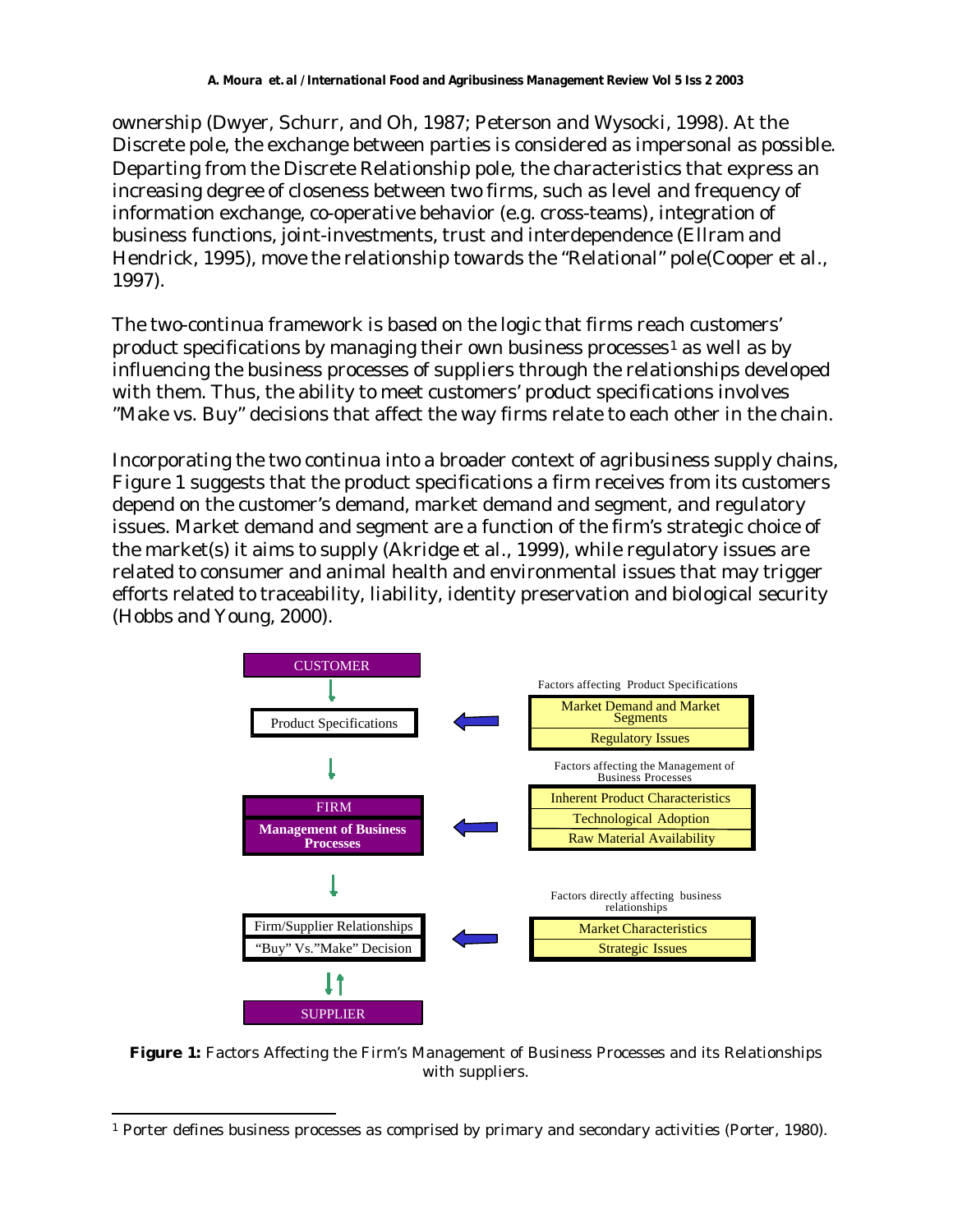ownership (Dwyer, Schurr, and Oh, 1987; Peterson and Wysocki, 1998). At the Discrete pole, the exchange between parties is considered as impersonal as possible. Departing from the Discrete Relationship pole, the characteristics that express an increasing degree of closeness between two firms, such as level and frequency of information exchange, co-operative behavior (e.g. cross-teams), integration of business functions, joint-investments, trust and interdependence (Ellram and Hendrick, 1995), move the relationship towards the "Relational" pole(Cooper et al., 1997).

The two-continua framework is based on the logic that firms reach customers' product specifications by managing their own business processes[1] as well as by influencing the business processes of suppliers through the relationships developed with them. Thus, the ability to meet customers' product specifications involves "Make vs. Buy" decisions that affect the way firms relate to each other in the chain.

Incorporating the two continua into a broader context of agribusiness supply chains, Figure 1 suggests that the product specifications a firm receives from its customers depend on the customer's demand, market demand and segment, and regulatory issues. Market demand and segment are a function of the firm's strategic choice of the market(s) it aims to supply (Akridge et al., 1999), while regulatory issues are related to consumer and animal health and environmental issues that may trigger efforts related to traceability, liability, identity preservation and biological security (Hobbs and Young, 2000).

CUSTOMER

Product Specifications ← Factors affecting Product Specifications: Market Demand and Market Segments; Regulatory Issues

FIRM – Management of Business Processes ← Factors affecting the Management of Business Processes: Inherent Product Characteristics; Technological Adoption; Raw Material Availability

Firm/Supplier Relationships – "Buy" Vs."Make" Decision ← Factors directly affecting business relationships: Market Characteristics; Strategic Issues

SUPPLIER

**Figure 1:** Factors Affecting the Firm's Management of Business Processes and its Relationships with suppliers.

[1] Porter defines business processes as comprised by primary and secondary activities (Porter, 1980).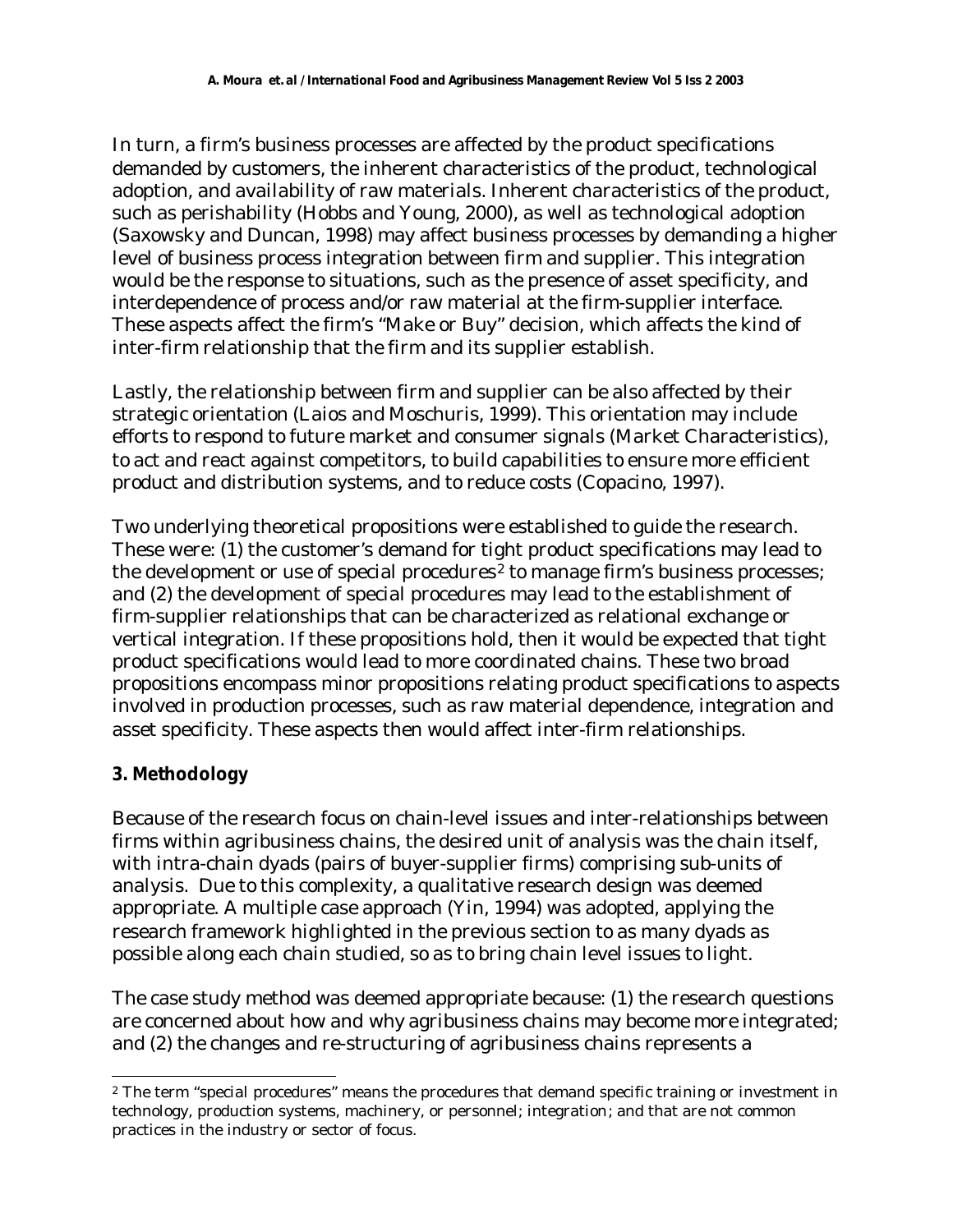In turn, a firm's business processes are affected by the product specifications demanded by customers, the inherent characteristics of the product, technological adoption, and availability of raw materials. Inherent characteristics of the product, such as perishability (Hobbs and Young, 2000), as well as technological adoption (Saxowsky and Duncan, 1998) may affect business processes by demanding a higher level of business process integration between firm and supplier. This integration would be the response to situations, such as the presence of asset specificity, and interdependence of process and/or raw material at the firm-supplier interface. These aspects affect the firm's "Make or Buy" decision, which affects the kind of inter-firm relationship that the firm and its supplier establish.

Lastly, the relationship between firm and supplier can be also affected by their strategic orientation (Laios and Moschuris, 1999). This orientation may include efforts to respond to future market and consumer signals (Market Characteristics), to act and react against competitors, to build capabilities to ensure more efficient product and distribution systems, and to reduce costs (Copacino, 1997).

Two underlying theoretical propositions were established to guide the research. These were: (1) the customer's demand for tight product specifications may lead to the development or use of special procedures[2] to manage firm's business processes; and (2) the development of special procedures may lead to the establishment of firm-supplier relationships that can be characterized as relational exchange or vertical integration. If these propositions hold, then it would be expected that tight product specifications would lead to more coordinated chains. These two broad propositions encompass minor propositions relating product specifications to aspects involved in production processes, such as raw material dependence, integration and asset specificity. These aspects then would affect inter-firm relationships.

## 3. Methodology

Because of the research focus on chain-level issues and inter-relationships between firms within agribusiness chains, the desired unit of analysis was the chain itself, with intra-chain dyads (pairs of buyer-supplier firms) comprising sub-units of analysis. Due to this complexity, a qualitative research design was deemed appropriate. A multiple case approach (Yin, 1994) was adopted, applying the research framework highlighted in the previous section to as many dyads as possible along each chain studied, so as to bring chain level issues to light.

The case study method was deemed appropriate because: (1) the research questions are concerned about how and why agribusiness chains may become more integrated; and (2) the changes and re-structuring of agribusiness chains represents a

---

[2] The term "special procedures" means the procedures that demand specific training or investment in technology, production systems, machinery, or personnel; integration; and that are not common practices in the industry or sector of focus.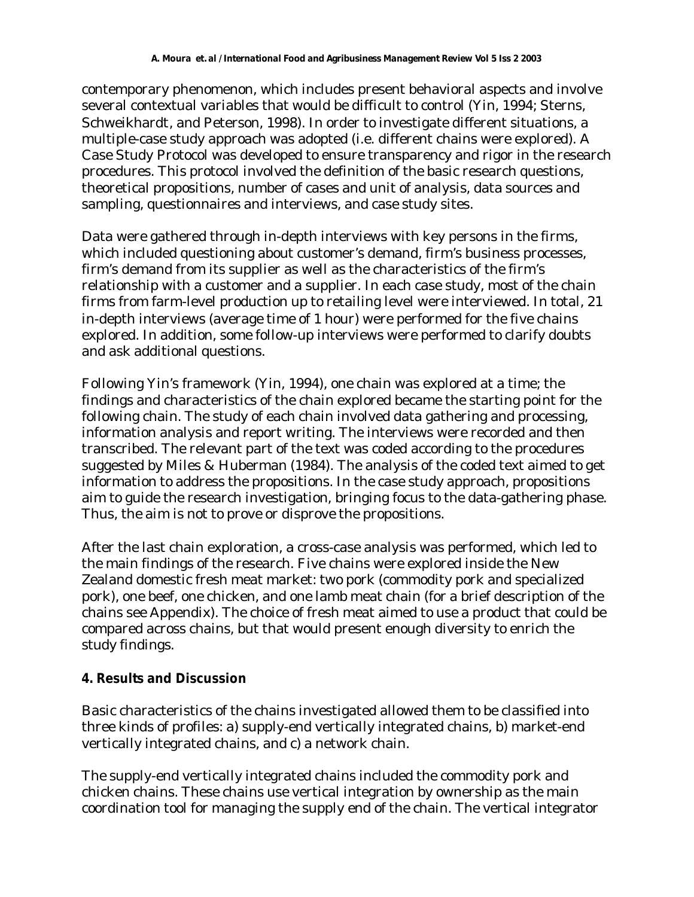contemporary phenomenon, which includes present behavioral aspects and involve several contextual variables that would be difficult to control (Yin, 1994; Sterns, Schweikhardt, and Peterson, 1998). In order to investigate different situations, a multiple-case study approach was adopted (i.e. different chains were explored). A Case Study Protocol was developed to ensure transparency and rigor in the research procedures. This protocol involved the definition of the basic research questions, theoretical propositions, number of cases and unit of analysis, data sources and sampling, questionnaires and interviews, and case study sites.

Data were gathered through in-depth interviews with key persons in the firms, which included questioning about customer's demand, firm's business processes, firm's demand from its supplier as well as the characteristics of the firm's relationship with a customer and a supplier. In each case study, most of the chain firms from farm-level production up to retailing level were interviewed. In total, 21 in-depth interviews (average time of 1 hour) were performed for the five chains explored. In addition, some follow-up interviews were performed to clarify doubts and ask additional questions.

Following Yin's framework (Yin, 1994), one chain was explored at a time; the findings and characteristics of the chain explored became the starting point for the following chain. The study of each chain involved data gathering and processing, information analysis and report writing. The interviews were recorded and then transcribed. The relevant part of the text was coded according to the procedures suggested by Miles & Huberman (1984). The analysis of the coded text aimed to get information to address the propositions. In the case study approach, propositions aim to guide the research investigation, bringing focus to the data-gathering phase. Thus, the aim is not to prove or disprove the propositions.

After the last chain exploration, a cross-case analysis was performed, which led to the main findings of the research. Five chains were explored inside the New Zealand domestic fresh meat market: two pork (commodity pork and specialized pork), one beef, one chicken, and one lamb meat chain (for a brief description of the chains see Appendix). The choice of fresh meat aimed to use a product that could be compared across chains, but that would present enough diversity to enrich the study findings.

## 4. Results and Discussion

Basic characteristics of the chains investigated allowed them to be classified into three kinds of profiles: a) supply-end vertically integrated chains, b) market-end vertically integrated chains, and c) a network chain.

The supply-end vertically integrated chains included the commodity pork and chicken chains. These chains use vertical integration by ownership as the main coordination tool for managing the supply end of the chain. The vertical integrator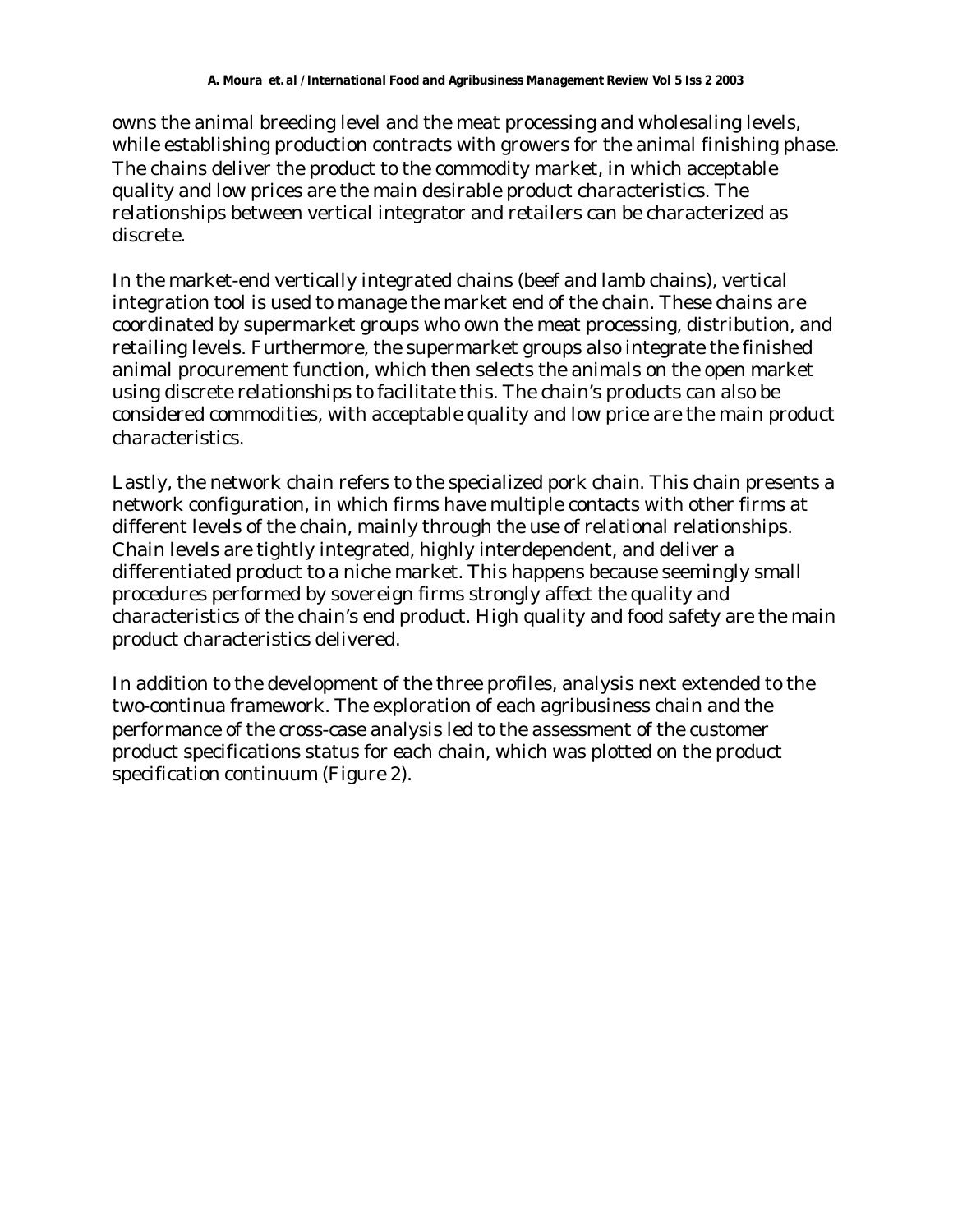owns the animal breeding level and the meat processing and wholesaling levels, while establishing production contracts with growers for the animal finishing phase. The chains deliver the product to the commodity market, in which acceptable quality and low prices are the main desirable product characteristics. The relationships between vertical integrator and retailers can be characterized as discrete.

In the market-end vertically integrated chains (beef and lamb chains), vertical integration tool is used to manage the market end of the chain. These chains are coordinated by supermarket groups who own the meat processing, distribution, and retailing levels. Furthermore, the supermarket groups also integrate the finished animal procurement function, which then selects the animals on the open market using discrete relationships to facilitate this. The chain's products can also be considered commodities, with acceptable quality and low price are the main product characteristics.

Lastly, the network chain refers to the specialized pork chain. This chain presents a network configuration, in which firms have multiple contacts with other firms at different levels of the chain, mainly through the use of relational relationships. Chain levels are tightly integrated, highly interdependent, and deliver a differentiated product to a niche market. This happens because seemingly small procedures performed by sovereign firms strongly affect the quality and characteristics of the chain's end product. High quality and food safety are the main product characteristics delivered.

In addition to the development of the three profiles, analysis next extended to the two-continua framework. The exploration of each agribusiness chain and the performance of the cross-case analysis led to the assessment of the customer product specifications status for each chain, which was plotted on the product specification continuum (Figure 2).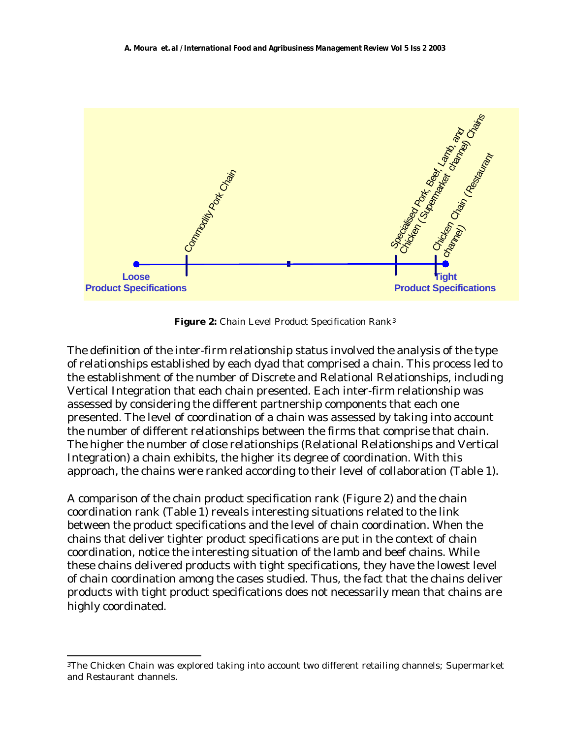Loose
Product Specifications

Commodity Pork Chain

Specialised Pork, Beef, Lamb, and Chicken (Supermarket channel) Chains

Chicken Chain (Restaurant channel)

Tight
Product Specifications

**Figure 2:** Chain Level Product Specification Rank[3]

The definition of the inter-firm relationship status involved the analysis of the type of relationships established by each dyad that comprised a chain. This process led to the establishment of the number of Discrete and Relational Relationships, including Vertical Integration that each chain presented. Each inter-firm relationship was assessed by considering the different partnership components that each one presented. The level of coordination of a chain was assessed by taking into account the number of different relationships between the firms that comprise that chain. The higher the number of close relationships (Relational Relationships and Vertical Integration) a chain exhibits, the higher its degree of coordination. With this approach, the chains were ranked according to their level of collaboration (Table 1).

A comparison of the chain product specification rank (Figure 2) and the chain coordination rank (Table 1) reveals interesting situations related to the link between the product specifications and the level of chain coordination. When the chains that deliver tighter product specifications are put in the context of chain coordination, notice the interesting situation of the lamb and beef chains. While these chains delivered products with tight specifications, they have the lowest level of chain coordination among the cases studied. Thus, the fact that the chains deliver products with tight product specifications does not necessarily mean that chains are highly coordinated.

[3]The Chicken Chain was explored taking into account two different retailing channels; Supermarket and Restaurant channels.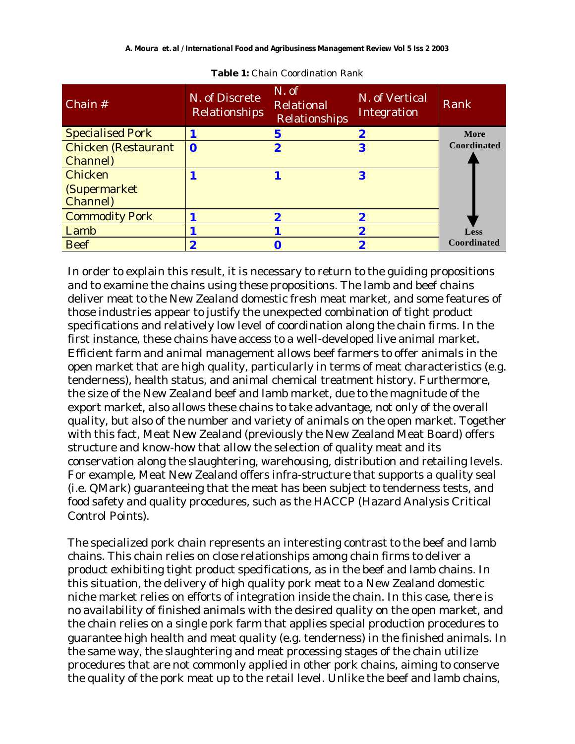**Table 1:** Chain Coordination Rank

| Chain # | N. of Discrete Relationships | N. of Relational Relationships | N. of Vertical Integration | Rank |
|---|---|---|---|---|
| Specialised Pork | **1** | **5** | **2** | More Coordinated |
| Chicken (Restaurant Channel) | **0** | **2** | **3** | |
| Chicken (Supermarket Channel) | **1** | **1** | **3** | |
| Commodity Pork | **1** | **2** | **2** | |
| Lamb | **1** | **1** | **2** | |
| Beef | **2** | **0** | **2** | Less Coordinated |

In order to explain this result, it is necessary to return to the guiding propositions and to examine the chains using these propositions. The lamb and beef chains deliver meat to the New Zealand domestic fresh meat market, and some features of those industries appear to justify the unexpected combination of tight product specifications and relatively low level of coordination along the chain firms. In the first instance, these chains have access to a well-developed live animal market. Efficient farm and animal management allows beef farmers to offer animals in the open market that are high quality, particularly in terms of meat characteristics (e.g. tenderness), health status, and animal chemical treatment history. Furthermore, the size of the New Zealand beef and lamb market, due to the magnitude of the export market, also allows these chains to take advantage, not only of the overall quality, but also of the number and variety of animals on the open market. Together with this fact, Meat New Zealand (previously the New Zealand Meat Board) offers structure and know-how that allow the selection of quality meat and its conservation along the slaughtering, warehousing, distribution and retailing levels. For example, Meat New Zealand offers infra-structure that supports a quality seal (i.e. QMark) guaranteeing that the meat has been subject to tenderness tests, and food safety and quality procedures, such as the HACCP (Hazard Analysis Critical Control Points).

The specialized pork chain represents an interesting contrast to the beef and lamb chains. This chain relies on close relationships among chain firms to deliver a product exhibiting tight product specifications, as in the beef and lamb chains. In this situation, the delivery of high quality pork meat to a New Zealand domestic niche market relies on efforts of integration inside the chain. In this case, there is no availability of finished animals with the desired quality on the open market, and the chain relies on a single pork farm that applies special production procedures to guarantee high health and meat quality (e.g. tenderness) in the finished animals. In the same way, the slaughtering and meat processing stages of the chain utilize procedures that are not commonly applied in other pork chains, aiming to conserve the quality of the pork meat up to the retail level. Unlike the beef and lamb chains,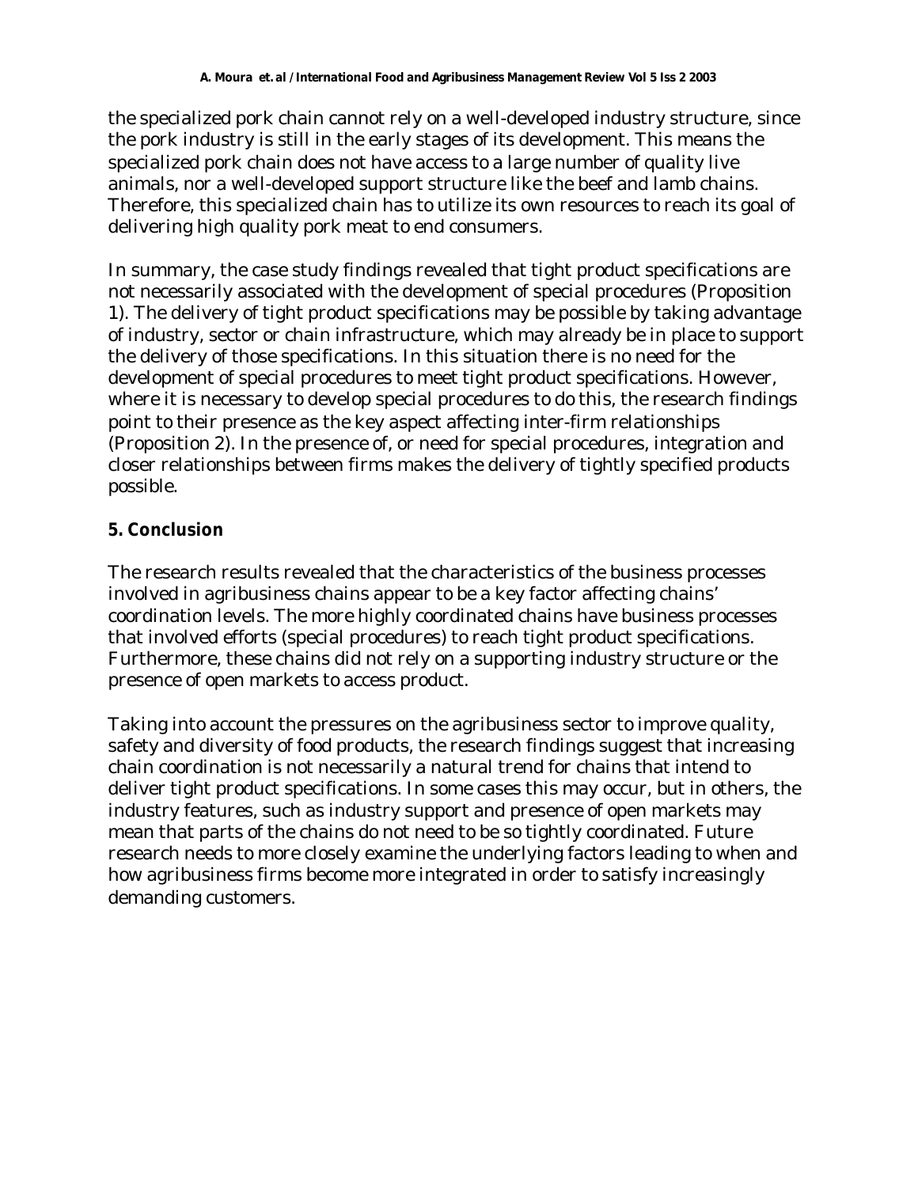the specialized pork chain cannot rely on a well-developed industry structure, since the pork industry is still in the early stages of its development. This means the specialized pork chain does not have access to a large number of quality live animals, nor a well-developed support structure like the beef and lamb chains. Therefore, this specialized chain has to utilize its own resources to reach its goal of delivering high quality pork meat to end consumers.

In summary, the case study findings revealed that tight product specifications are not necessarily associated with the development of special procedures (Proposition 1). The delivery of tight product specifications may be possible by taking advantage of industry, sector or chain infrastructure, which may already be in place to support the delivery of those specifications. In this situation there is no need for the development of special procedures to meet tight product specifications. However, where it is necessary to develop special procedures to do this, the research findings point to their presence as the key aspect affecting inter-firm relationships (Proposition 2). In the presence of, or need for special procedures, integration and closer relationships between firms makes the delivery of tightly specified products possible.

## 5. Conclusion

The research results revealed that the characteristics of the business processes involved in agribusiness chains appear to be a key factor affecting chains' coordination levels. The more highly coordinated chains have business processes that involved efforts (special procedures) to reach tight product specifications. Furthermore, these chains did not rely on a supporting industry structure or the presence of open markets to access product.

Taking into account the pressures on the agribusiness sector to improve quality, safety and diversity of food products, the research findings suggest that increasing chain coordination is not necessarily a natural trend for chains that intend to deliver tight product specifications. In some cases this may occur, but in others, the industry features, such as industry support and presence of open markets may mean that parts of the chains do not need to be so tightly coordinated. Future research needs to more closely examine the underlying factors leading to when and how agribusiness firms become more integrated in order to satisfy increasingly demanding customers.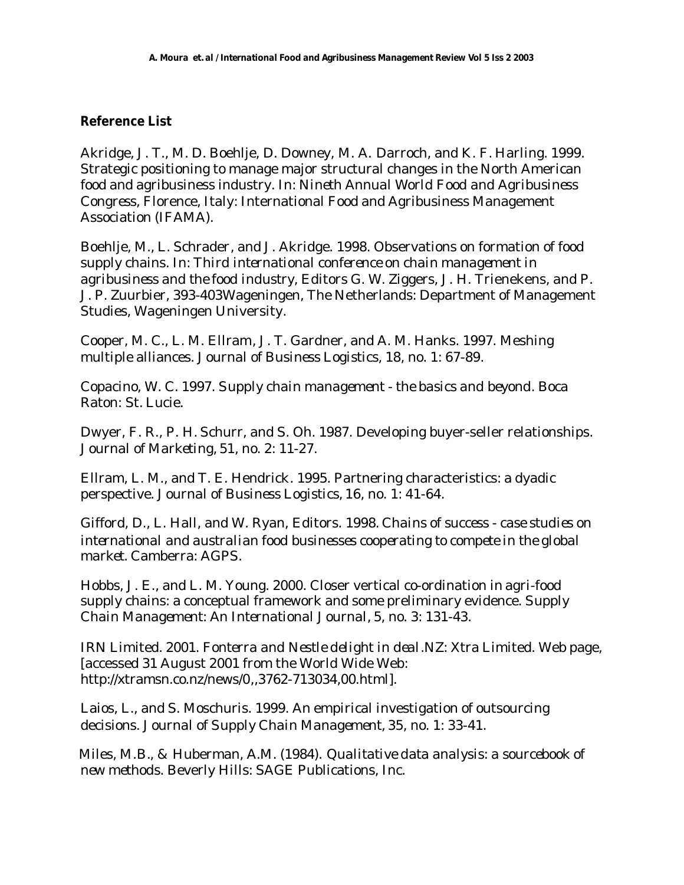## Reference List

Akridge, J. T., M. D. Boehlje, D. Downey, M. A. Darroch, and K. F. Harling. 1999. Strategic positioning to manage major structural changes in the North American food and agribusiness industry. In: *Nineth Annual World Food and Agribusiness Congress*, Florence, Italy: International Food and Agribusiness Management Association (IFAMA).

Boehlje, M., L. Schrader, and J. Akridge. 1998. Observations on formation of food supply chains. In: *Third international conference on chain management in agribusiness and the food industry*, Editors G. W. Ziggers, J. H. Trienekens, and P. J. P. Zuurbier, 393-403Wageningen, The Netherlands: Department of Management Studies, Wageningen University.

Cooper, M. C., L. M. Ellram, J. T. Gardner, and A. M. Hanks. 1997. Meshing multiple alliances. *Journal of Business Logistics*, 18, no. 1: 67-89.

Copacino, W. C. 1997. *Supply chain management - the basics and beyond*. Boca Raton: St. Lucie.

Dwyer, F. R., P. H. Schurr, and S. Oh. 1987. Developing buyer-seller relationships. *Journal of Marketing*, 51, no. 2: 11-27.

Ellram, L. M., and T. E. Hendrick. 1995. Partnering characteristics: a dyadic perspective. *Journal of Business Logistics*, 16, no. 1: 41-64.

Gifford, D., L. Hall, and W. Ryan, Editors. 1998. *Chains of success - case studies on international and australian food businesses cooperating to compete in the global market*. Camberra: AGPS.

Hobbs, J. E., and L. M. Young. 2000. Closer vertical co-ordination in agri-food supply chains: a conceptual framework and some preliminary evidence. *Supply Chain Management: An International Journal*, 5, no. 3: 131-43.

IRN Limited. 2001. *Fonterra and Nestle delight in deal*.NZ: Xtra Limited. Web page, [accessed 31 August 2001 from the World Wide Web: http://xtramsn.co.nz/news/0,,3762-713034,00.html].

Laios, L., and S. Moschuris. 1999. An empirical investigation of outsourcing decisions. *Journal of Supply Chain Management*, 35, no. 1: 33-41.

Miles, M.B., & Huberman, A.M. (1984). *Qualitative data analysis: a sourcebook of new methods*. Beverly Hills: SAGE Publications, Inc.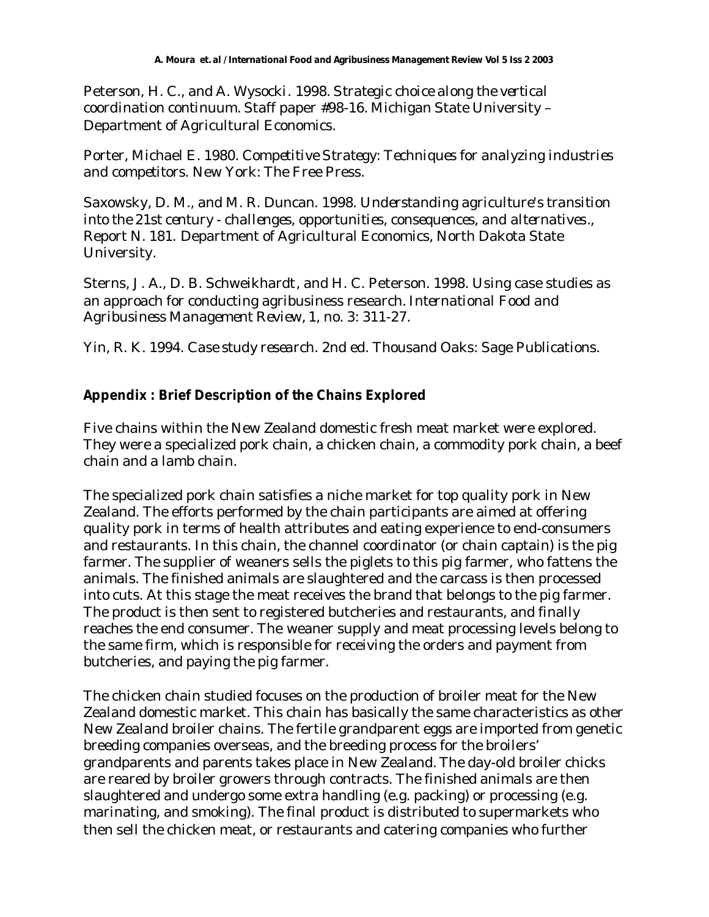Peterson, H. C., and A. Wysocki. 1998. Strategic choice along the vertical coordination continuum. Staff paper #98-16. Michigan State University – Department of Agricultural Economics.

Porter, Michael E. 1980. *Competitive Strategy: Techniques for analyzing industries and competitors*. New York: The Free Press.

Saxowsky, D. M., and M. R. Duncan. 1998. *Understanding agriculture's transition into the 21st century - challenges, opportunities, consequences, and alternatives.*, Report N. 181. Department of Agricultural Economics, North Dakota State University.

Sterns, J. A., D. B. Schweikhardt, and H. C. Peterson. 1998. Using case studies as an approach for conducting agribusiness research. *International Food and Agribusiness Management Review*, 1, no. 3: 311-27.

Yin, R. K. 1994. *Case study research*. 2nd ed. Thousand Oaks: Sage Publications.

## Appendix : Brief Description of the Chains Explored

Five chains within the New Zealand domestic fresh meat market were explored. They were a specialized pork chain, a chicken chain, a commodity pork chain, a beef chain and a lamb chain.

The specialized pork chain satisfies a niche market for top quality pork in New Zealand. The efforts performed by the chain participants are aimed at offering quality pork in terms of health attributes and eating experience to end-consumers and restaurants. In this chain, the channel coordinator (or chain captain) is the pig farmer. The supplier of weaners sells the piglets to this pig farmer, who fattens the animals. The finished animals are slaughtered and the carcass is then processed into cuts. At this stage the meat receives the brand that belongs to the pig farmer. The product is then sent to registered butcheries and restaurants, and finally reaches the end consumer. The weaner supply and meat processing levels belong to the same firm, which is responsible for receiving the orders and payment from butcheries, and paying the pig farmer.

The chicken chain studied focuses on the production of broiler meat for the New Zealand domestic market. This chain has basically the same characteristics as other New Zealand broiler chains. The fertile grandparent eggs are imported from genetic breeding companies overseas, and the breeding process for the broilers' grandparents and parents takes place in New Zealand. The day-old broiler chicks are reared by broiler growers through contracts. The finished animals are then slaughtered and undergo some extra handling (e.g. packing) or processing (e.g. marinating, and smoking). The final product is distributed to supermarkets who then sell the chicken meat, or restaurants and catering companies who further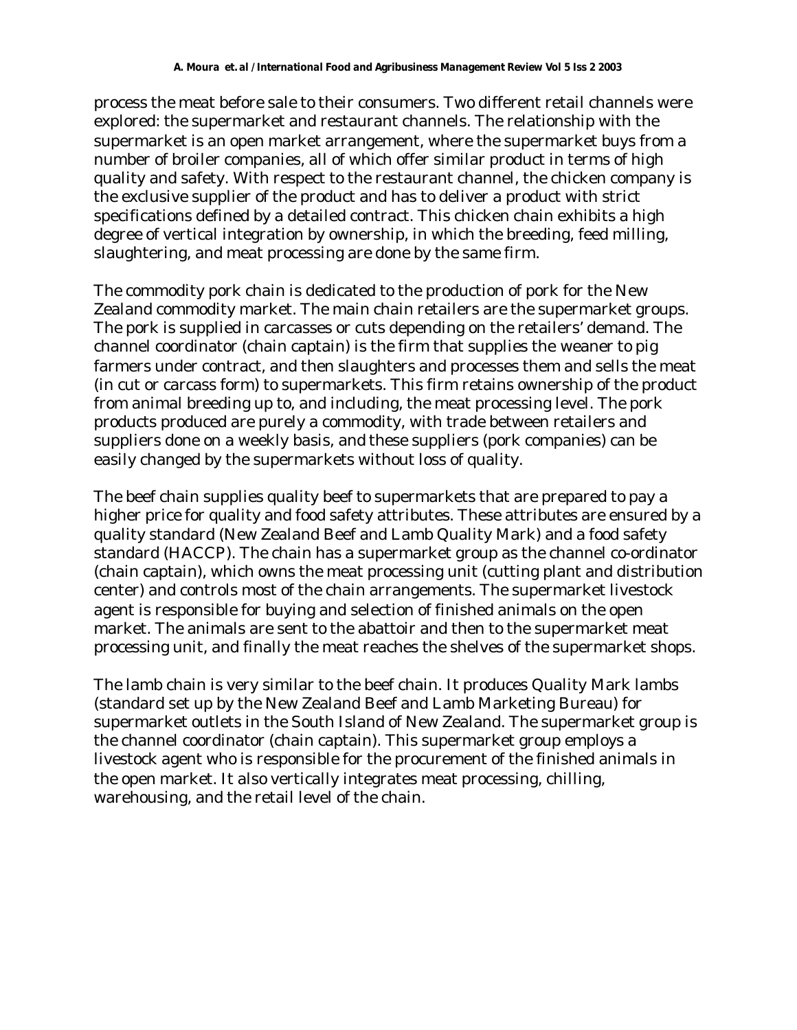process the meat before sale to their consumers. Two different retail channels were explored: the supermarket and restaurant channels. The relationship with the supermarket is an open market arrangement, where the supermarket buys from a number of broiler companies, all of which offer similar product in terms of high quality and safety. With respect to the restaurant channel, the chicken company is the exclusive supplier of the product and has to deliver a product with strict specifications defined by a detailed contract. This chicken chain exhibits a high degree of vertical integration by ownership, in which the breeding, feed milling, slaughtering, and meat processing are done by the same firm.

The commodity pork chain is dedicated to the production of pork for the New Zealand commodity market. The main chain retailers are the supermarket groups. The pork is supplied in carcasses or cuts depending on the retailers' demand. The channel coordinator (chain captain) is the firm that supplies the weaner to pig farmers under contract, and then slaughters and processes them and sells the meat (in cut or carcass form) to supermarkets. This firm retains ownership of the product from animal breeding up to, and including, the meat processing level. The pork products produced are purely a commodity, with trade between retailers and suppliers done on a weekly basis, and these suppliers (pork companies) can be easily changed by the supermarkets without loss of quality.

The beef chain supplies quality beef to supermarkets that are prepared to pay a higher price for quality and food safety attributes. These attributes are ensured by a quality standard (New Zealand Beef and Lamb Quality Mark) and a food safety standard (HACCP). The chain has a supermarket group as the channel co-ordinator (chain captain), which owns the meat processing unit (cutting plant and distribution center) and controls most of the chain arrangements. The supermarket livestock agent is responsible for buying and selection of finished animals on the open market. The animals are sent to the abattoir and then to the supermarket meat processing unit, and finally the meat reaches the shelves of the supermarket shops.

The lamb chain is very similar to the beef chain. It produces Quality Mark lambs (standard set up by the New Zealand Beef and Lamb Marketing Bureau) for supermarket outlets in the South Island of New Zealand. The supermarket group is the channel coordinator (chain captain). This supermarket group employs a livestock agent who is responsible for the procurement of the finished animals in the open market. It also vertically integrates meat processing, chilling, warehousing, and the retail level of the chain.